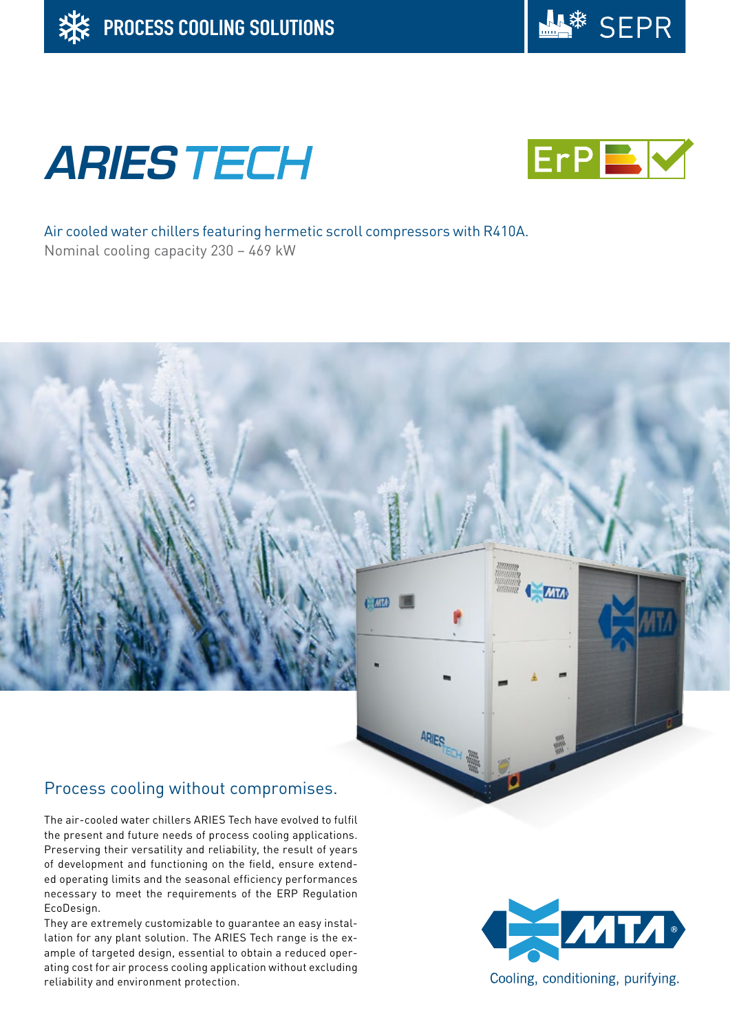PROCESS COOLING SOLUTIONS

SEPR

# ARIES TECH

ErP

Air cooled water chillers featuring hermetic scroll compressors with R410A.
Nominal cooling capacity 230 – 469 kW

## Process cooling without compromises.

The air-cooled water chillers ARIES Tech have evolved to fulfil the present and future needs of process cooling applications. Preserving their versatility and reliability, the result of years of development and functioning on the field, ensure extended operating limits and the seasonal efficiency performances necessary to meet the requirements of the ERP Regulation EcoDesign.
They are extremely customizable to guarantee an easy installation for any plant solution. The ARIES Tech range is the example of targeted design, essential to obtain a reduced operating cost for air process cooling application without excluding reliability and environment protection.

MTA®

Cooling, conditioning, purifying.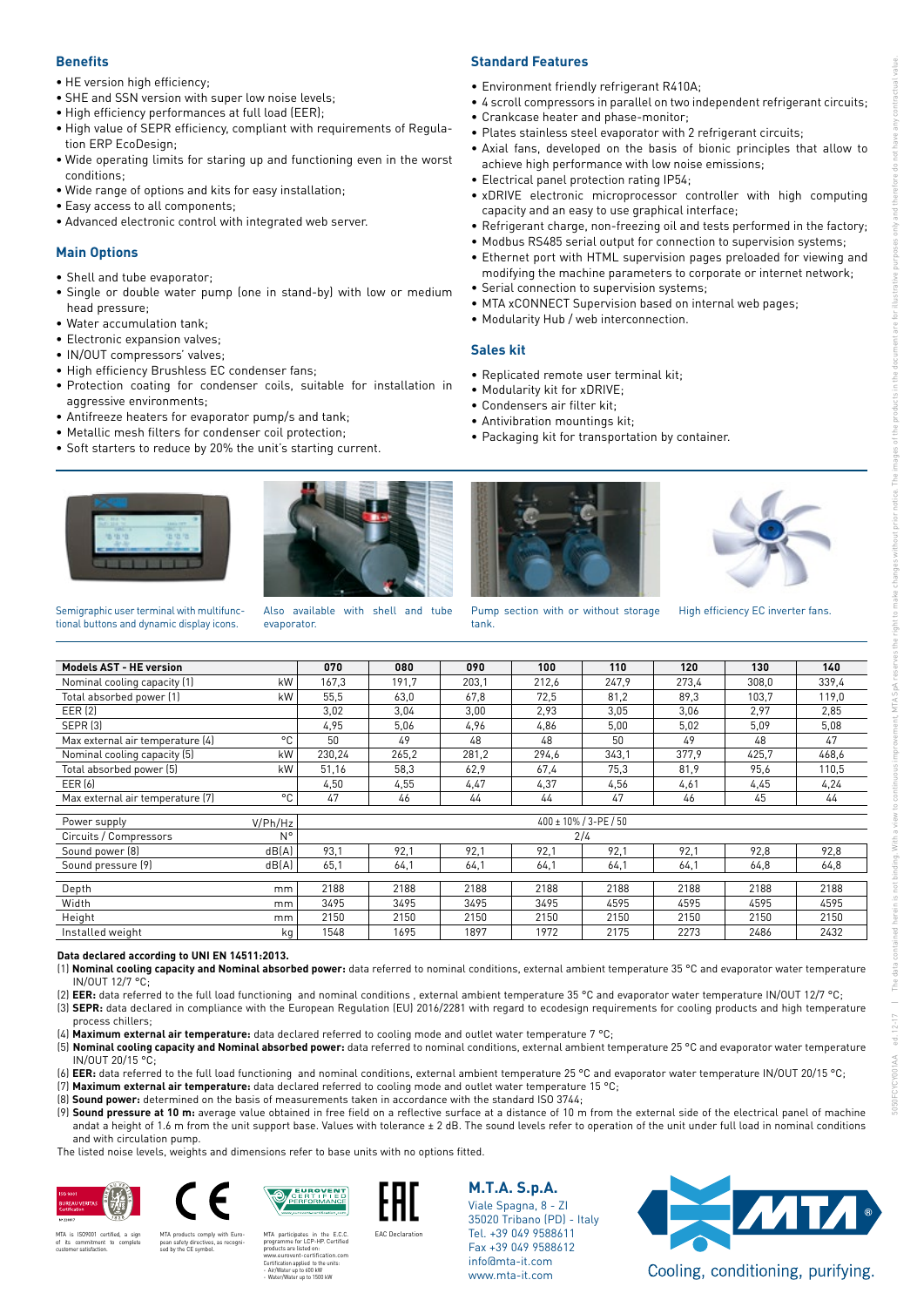## Benefits

- HE version high efficiency;
- SHE and SSN version with super low noise levels;
- High efficiency performances at full load (EER);
- High value of SEPR efficiency, compliant with requirements of Regulation ERP EcoDesign;
- Wide operating limits for staring up and functioning even in the worst conditions;
- Wide range of options and kits for easy installation;
- Easy access to all components;
- Advanced electronic control with integrated web server.

## Main Options

- Shell and tube evaporator;
- Single or double water pump (one in stand-by) with low or medium head pressure;
- Water accumulation tank;
- Electronic expansion valves;
- IN/OUT compressors' valves;
- High efficiency Brushless EC condenser fans;
- Protection coating for condenser coils, suitable for installation in aggressive environments;
- Antifreeze heaters for evaporator pump/s and tank;
- Metallic mesh filters for condenser coil protection;
- Soft starters to reduce by 20% the unit's starting current.

## Standard Features

- Environment friendly refrigerant R410A;
- 4 scroll compressors in parallel on two independent refrigerant circuits;
- Crankcase heater and phase-monitor;
- Plates stainless steel evaporator with 2 refrigerant circuits;
- Axial fans, developed on the basis of bionic principles that allow to achieve high performance with low noise emissions;
- Electrical panel protection rating IP54;
- xDRIVE electronic microprocessor controller with high computing capacity and an easy to use graphical interface;
- Refrigerant charge, non-freezing oil and tests performed in the factory;
- Modbus RS485 serial output for connection to supervision systems;
- Ethernet port with HTML supervision pages preloaded for viewing and modifying the machine parameters to corporate or internet network;
- Serial connection to supervision systems;
- MTA xCONNECT Supervision based on internal web pages;
- Modularity Hub / web interconnection.

## Sales kit

- Replicated remote user terminal kit;
- Modularity kit for xDRIVE;
- Condensers air filter kit;
- Antivibration mountings kit;
- Packaging kit for transportation by container.

Semigraphic user terminal with multifunctional buttons and dynamic display icons.

Also available with shell and tube evaporator.

Pump section with or without storage tank.

High efficiency EC inverter fans.

| Models AST - HE version | | 070 | 080 | 090 | 100 | 110 | 120 | 130 | 140 |
|---|---|---|---|---|---|---|---|---|---|
| Nominal cooling capacity (1) | kW | 167,3 | 191,7 | 203,1 | 212,6 | 247,9 | 273,4 | 308,0 | 339,4 |
| Total absorbed power (1) | kW | 55,5 | 63,0 | 67,8 | 72,5 | 81,2 | 89,3 | 103,7 | 119,0 |
| EER (2) | | 3,02 | 3,04 | 3,00 | 2,93 | 3,05 | 3,06 | 2,97 | 2,85 |
| SEPR (3) | | 4,95 | 5,06 | 4,96 | 4,86 | 5,00 | 5,02 | 5,09 | 5,08 |
| Max external air temperature (4) | °C | 50 | 49 | 48 | 48 | 50 | 49 | 48 | 47 |
| Nominal cooling capacity (5) | kW | 230,24 | 265,2 | 281,2 | 294,6 | 343,1 | 377,9 | 425,7 | 468,6 |
| Total absorbed power (5) | kW | 51,16 | 58,3 | 62,9 | 67,4 | 75,3 | 81,9 | 95,6 | 110,5 |
| EER (6) | | 4,50 | 4,55 | 4,47 | 4,37 | 4,56 | 4,61 | 4,45 | 4,24 |
| Max external air temperature (7) | °C | 47 | 46 | 44 | 44 | 47 | 46 | 45 | 44 |
| Power supply | V/Ph/Hz | 400 ± 10% / 3-PE / 50 | | | | | | | |
| Circuits / Compressors | N° | 2/4 | | | | | | | |
| Sound power (8) | dB(A) | 93,1 | 92,1 | 92,1 | 92,1 | 92,1 | 92,1 | 92,8 | 92,8 |
| Sound pressure (9) | dB(A) | 65,1 | 64,1 | 64,1 | 64,1 | 64,1 | 64,1 | 64,8 | 64,8 |
| Depth | mm | 2188 | 2188 | 2188 | 2188 | 2188 | 2188 | 2188 | 2188 |
| Width | mm | 3495 | 3495 | 3495 | 3495 | 4595 | 4595 | 4595 | 4595 |
| Height | mm | 2150 | 2150 | 2150 | 2150 | 2150 | 2150 | 2150 | 2150 |
| Installed weight | kg | 1548 | 1695 | 1897 | 1972 | 2175 | 2273 | 2486 | 2432 |

**Data declared according to UNI EN 14511:2013.**

(1) **Nominal cooling capacity and Nominal absorbed power:** data referred to nominal conditions, external ambient temperature 35 °C and evaporator water temperature IN/OUT 12/7 °C;
(2) **EER:** data referred to the full load functioning and nominal conditions , external ambient temperature 35 °C and evaporator water temperature IN/OUT 12/7 °C;
(3) **SEPR:** data declared in compliance with the European Regulation (EU) 2016/2281 with regard to ecodesign requirements for cooling products and high temperature process chillers;
(4) **Maximum external air temperature:** data declared referred to cooling mode and outlet water temperature 7 °C;
(5) **Nominal cooling capacity and Nominal absorbed power:** data referred to nominal conditions, external ambient temperature 25 °C and evaporator water temperature IN/OUT 20/15 °C;
(6) **EER:** data referred to the full load functioning and nominal conditions, external ambient temperature 25 °C and evaporator water temperature IN/OUT 20/15 °C;
(7) **Maximum external air temperature:** data declared referred to cooling mode and outlet water temperature 15 °C;
(8) **Sound power:** determined on the basis of measurements taken in accordance with the standard ISO 3744;
(9) **Sound pressure at 10 m:** average value obtained in free field on a reflective surface at a distance of 10 m from the external side of the electrical panel of machine andat a height of 1.6 m from the unit support base. Values with tolerance ± 2 dB. The sound levels refer to operation of the unit under full load in nominal conditions and with circulation pump.

The listed noise levels, weights and dimensions refer to base units with no options fitted.

MTA is ISO9001 certified, a sign of its commitment to complete customer satisfaction.

MTA products comply with European safety directives, as recognised by the CE symbol.

MTA participates in the E.C.C. programme for LCP-HP. Certified products are listed on: www.eurovent-certification.com
Certification applied to the units:
- Air/Water up to 600 kW
- Water/Water up to 1500 kW

EAC Declaration

**M.T.A. S.p.A.**
Viale Spagna, 8 - ZI
35020 Tribano (PD) - Italy
Tel. +39 049 9588611
Fax +39 049 9588612
info@mta-it.com
www.mta-it.com

Cooling, conditioning, purifying.

5050FCYC0001AA ed. 12-17 | The data contained herein is not binding. With a view to continuous improvement, MTA SpA reserves the right to make changes without prior notice. The images of the products in the document are for illustrative purposes only and therefore do not have any contractual value.